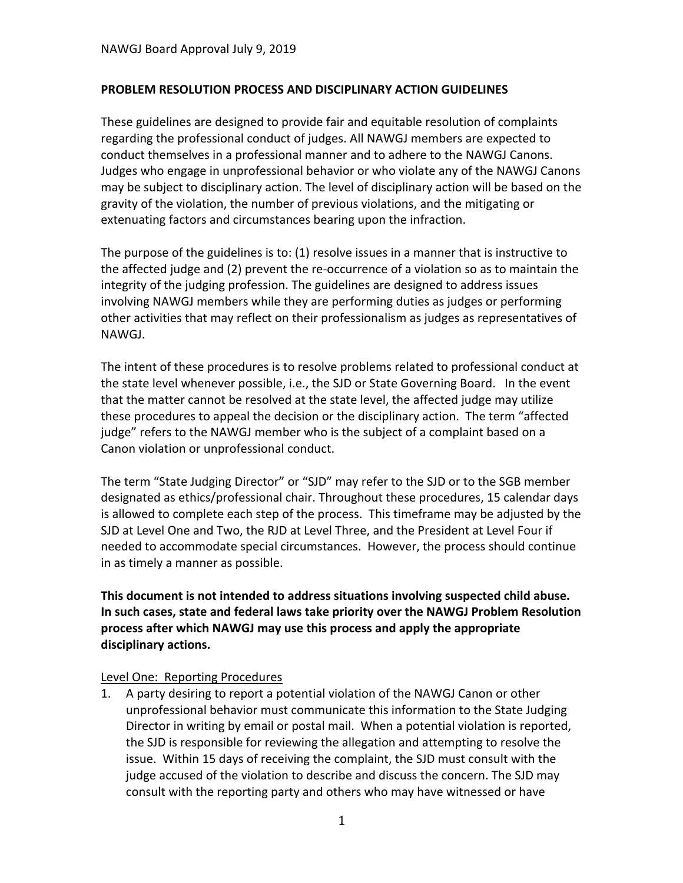NAWGJ Board Approval July 9, 2019

## PROBLEM RESOLUTION PROCESS AND DISCIPLINARY ACTION GUIDELINES

These guidelines are designed to provide fair and equitable resolution of complaints regarding the professional conduct of judges. All NAWGJ members are expected to conduct themselves in a professional manner and to adhere to the NAWGJ Canons. Judges who engage in unprofessional behavior or who violate any of the NAWGJ Canons may be subject to disciplinary action. The level of disciplinary action will be based on the gravity of the violation, the number of previous violations, and the mitigating or extenuating factors and circumstances bearing upon the infraction.

The purpose of the guidelines is to: (1) resolve issues in a manner that is instructive to the affected judge and (2) prevent the re-occurrence of a violation so as to maintain the integrity of the judging profession. The guidelines are designed to address issues involving NAWGJ members while they are performing duties as judges or performing other activities that may reflect on their professionalism as judges as representatives of NAWGJ.

The intent of these procedures is to resolve problems related to professional conduct at the state level whenever possible, i.e., the SJD or State Governing Board. In the event that the matter cannot be resolved at the state level, the affected judge may utilize these procedures to appeal the decision or the disciplinary action. The term "affected judge" refers to the NAWGJ member who is the subject of a complaint based on a Canon violation or unprofessional conduct.

The term "State Judging Director" or "SJD" may refer to the SJD or to the SGB member designated as ethics/professional chair. Throughout these procedures, 15 calendar days is allowed to complete each step of the process. This timeframe may be adjusted by the SJD at Level One and Two, the RJD at Level Three, and the President at Level Four if needed to accommodate special circumstances. However, the process should continue in as timely a manner as possible.

**This document is not intended to address situations involving suspected child abuse. In such cases, state and federal laws take priority over the NAWGJ Problem Resolution process after which NAWGJ may use this process and apply the appropriate disciplinary actions.**

<u>Level One: Reporting Procedures</u>

1. A party desiring to report a potential violation of the NAWGJ Canon or other unprofessional behavior must communicate this information to the State Judging Director in writing by email or postal mail. When a potential violation is reported, the SJD is responsible for reviewing the allegation and attempting to resolve the issue. Within 15 days of receiving the complaint, the SJD must consult with the judge accused of the violation to describe and discuss the concern. The SJD may consult with the reporting party and others who may have witnessed or have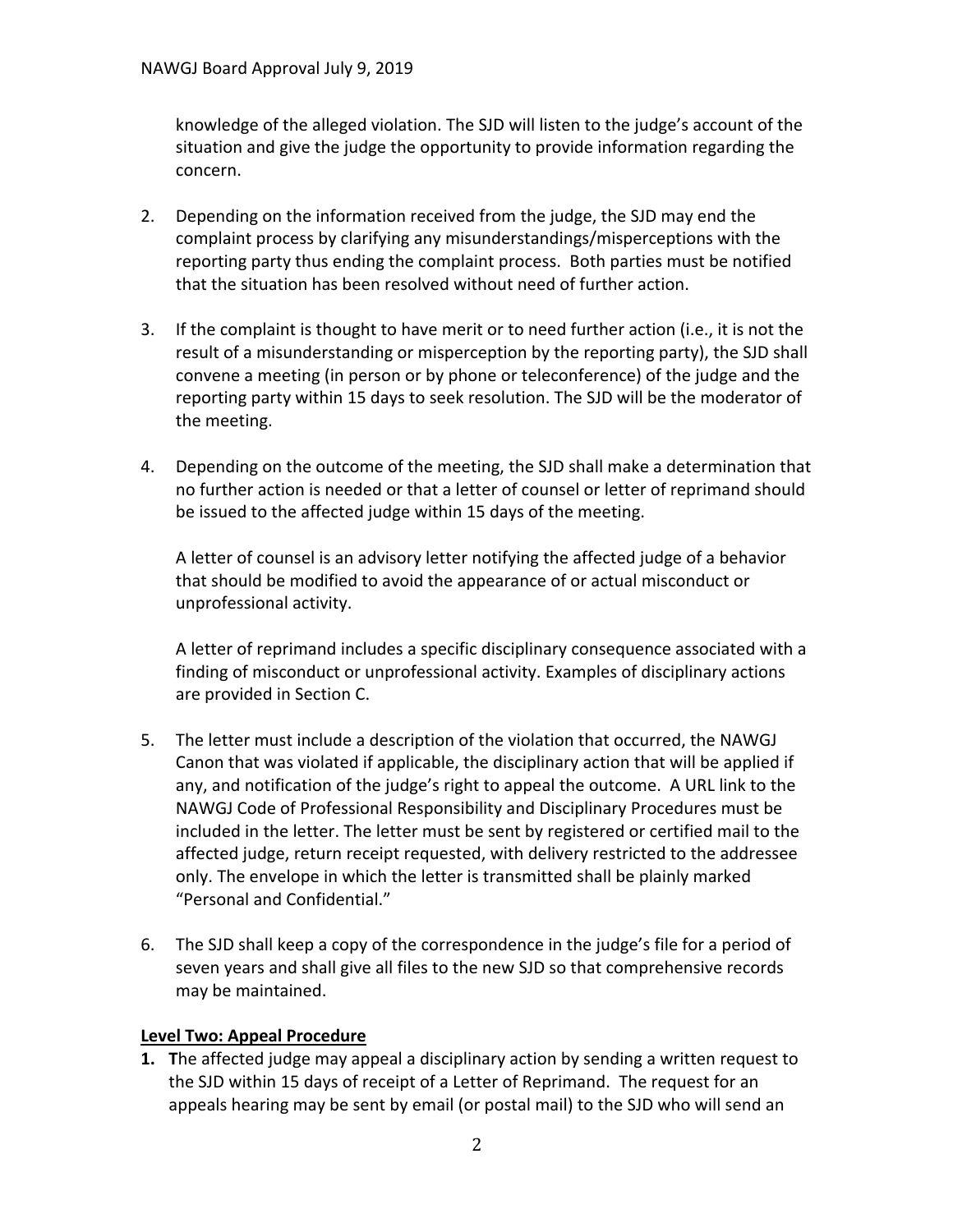knowledge of the alleged violation. The SJD will listen to the judge's account of the situation and give the judge the opportunity to provide information regarding the concern.

2. Depending on the information received from the judge, the SJD may end the complaint process by clarifying any misunderstandings/misperceptions with the reporting party thus ending the complaint process. Both parties must be notified that the situation has been resolved without need of further action.

3. If the complaint is thought to have merit or to need further action (i.e., it is not the result of a misunderstanding or misperception by the reporting party), the SJD shall convene a meeting (in person or by phone or teleconference) of the judge and the reporting party within 15 days to seek resolution. The SJD will be the moderator of the meeting.

4. Depending on the outcome of the meeting, the SJD shall make a determination that no further action is needed or that a letter of counsel or letter of reprimand should be issued to the affected judge within 15 days of the meeting.

   A letter of counsel is an advisory letter notifying the affected judge of a behavior that should be modified to avoid the appearance of or actual misconduct or unprofessional activity.

   A letter of reprimand includes a specific disciplinary consequence associated with a finding of misconduct or unprofessional activity. Examples of disciplinary actions are provided in Section C.

5. The letter must include a description of the violation that occurred, the NAWGJ Canon that was violated if applicable, the disciplinary action that will be applied if any, and notification of the judge's right to appeal the outcome. A URL link to the NAWGJ Code of Professional Responsibility and Disciplinary Procedures must be included in the letter. The letter must be sent by registered or certified mail to the affected judge, return receipt requested, with delivery restricted to the addressee only. The envelope in which the letter is transmitted shall be plainly marked "Personal and Confidential."

6. The SJD shall keep a copy of the correspondence in the judge's file for a period of seven years and shall give all files to the new SJD so that comprehensive records may be maintained.

**Level Two: Appeal Procedure**

1. **T**he affected judge may appeal a disciplinary action by sending a written request to the SJD within 15 days of receipt of a Letter of Reprimand. The request for an appeals hearing may be sent by email (or postal mail) to the SJD who will send an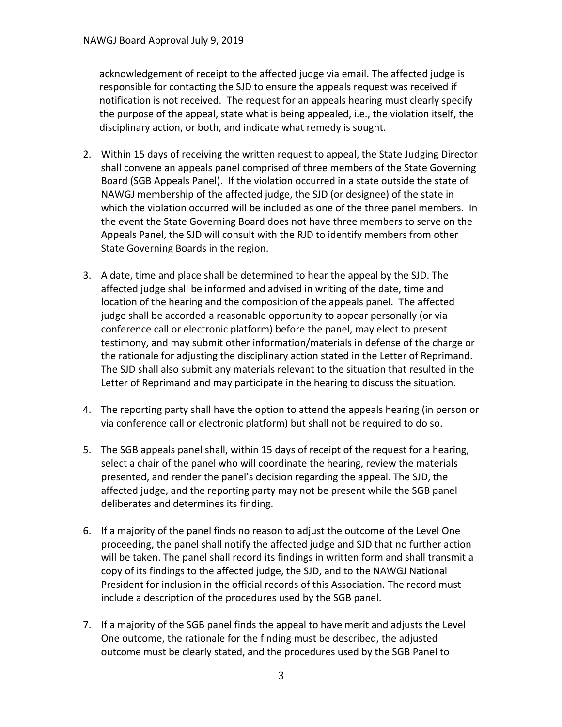acknowledgement of receipt to the affected judge via email. The affected judge is responsible for contacting the SJD to ensure the appeals request was received if notification is not received. The request for an appeals hearing must clearly specify the purpose of the appeal, state what is being appealed, i.e., the violation itself, the disciplinary action, or both, and indicate what remedy is sought.

2. Within 15 days of receiving the written request to appeal, the State Judging Director shall convene an appeals panel comprised of three members of the State Governing Board (SGB Appeals Panel). If the violation occurred in a state outside the state of NAWGJ membership of the affected judge, the SJD (or designee) of the state in which the violation occurred will be included as one of the three panel members. In the event the State Governing Board does not have three members to serve on the Appeals Panel, the SJD will consult with the RJD to identify members from other State Governing Boards in the region.

3. A date, time and place shall be determined to hear the appeal by the SJD. The affected judge shall be informed and advised in writing of the date, time and location of the hearing and the composition of the appeals panel. The affected judge shall be accorded a reasonable opportunity to appear personally (or via conference call or electronic platform) before the panel, may elect to present testimony, and may submit other information/materials in defense of the charge or the rationale for adjusting the disciplinary action stated in the Letter of Reprimand. The SJD shall also submit any materials relevant to the situation that resulted in the Letter of Reprimand and may participate in the hearing to discuss the situation.

4. The reporting party shall have the option to attend the appeals hearing (in person or via conference call or electronic platform) but shall not be required to do so.

5. The SGB appeals panel shall, within 15 days of receipt of the request for a hearing, select a chair of the panel who will coordinate the hearing, review the materials presented, and render the panel's decision regarding the appeal. The SJD, the affected judge, and the reporting party may not be present while the SGB panel deliberates and determines its finding.

6. If a majority of the panel finds no reason to adjust the outcome of the Level One proceeding, the panel shall notify the affected judge and SJD that no further action will be taken. The panel shall record its findings in written form and shall transmit a copy of its findings to the affected judge, the SJD, and to the NAWGJ National President for inclusion in the official records of this Association. The record must include a description of the procedures used by the SGB panel.

7. If a majority of the SGB panel finds the appeal to have merit and adjusts the Level One outcome, the rationale for the finding must be described, the adjusted outcome must be clearly stated, and the procedures used by the SGB Panel to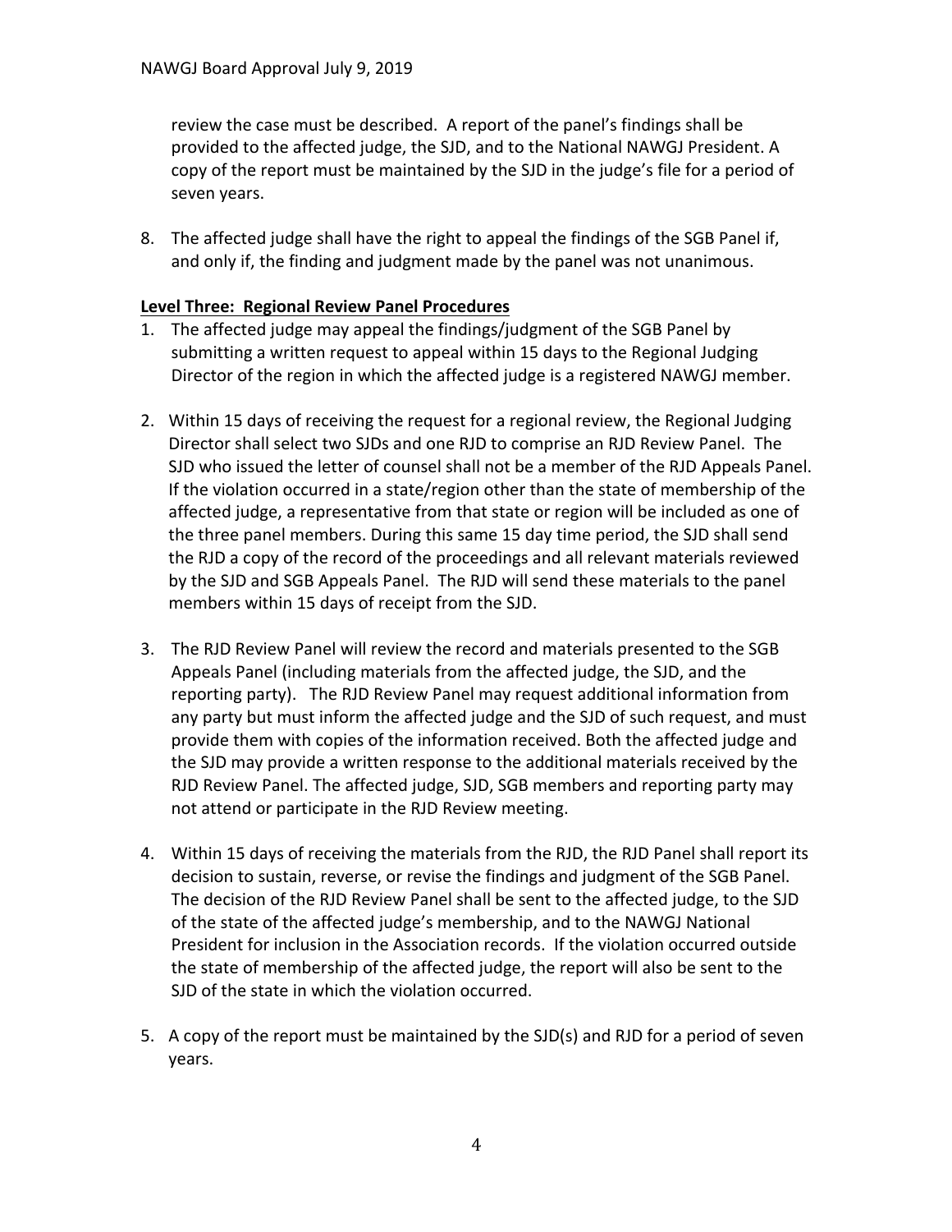review the case must be described. A report of the panel's findings shall be provided to the affected judge, the SJD, and to the National NAWGJ President. A copy of the report must be maintained by the SJD in the judge's file for a period of seven years.

8. The affected judge shall have the right to appeal the findings of the SGB Panel if, and only if, the finding and judgment made by the panel was not unanimous.

**Level Three: Regional Review Panel Procedures**

1. The affected judge may appeal the findings/judgment of the SGB Panel by submitting a written request to appeal within 15 days to the Regional Judging Director of the region in which the affected judge is a registered NAWGJ member.

2. Within 15 days of receiving the request for a regional review, the Regional Judging Director shall select two SJDs and one RJD to comprise an RJD Review Panel. The SJD who issued the letter of counsel shall not be a member of the RJD Appeals Panel. If the violation occurred in a state/region other than the state of membership of the affected judge, a representative from that state or region will be included as one of the three panel members. During this same 15 day time period, the SJD shall send the RJD a copy of the record of the proceedings and all relevant materials reviewed by the SJD and SGB Appeals Panel. The RJD will send these materials to the panel members within 15 days of receipt from the SJD.

3. The RJD Review Panel will review the record and materials presented to the SGB Appeals Panel (including materials from the affected judge, the SJD, and the reporting party). The RJD Review Panel may request additional information from any party but must inform the affected judge and the SJD of such request, and must provide them with copies of the information received. Both the affected judge and the SJD may provide a written response to the additional materials received by the RJD Review Panel. The affected judge, SJD, SGB members and reporting party may not attend or participate in the RJD Review meeting.

4. Within 15 days of receiving the materials from the RJD, the RJD Panel shall report its decision to sustain, reverse, or revise the findings and judgment of the SGB Panel. The decision of the RJD Review Panel shall be sent to the affected judge, to the SJD of the state of the affected judge's membership, and to the NAWGJ National President for inclusion in the Association records. If the violation occurred outside the state of membership of the affected judge, the report will also be sent to the SJD of the state in which the violation occurred.

5. A copy of the report must be maintained by the SJD(s) and RJD for a period of seven years.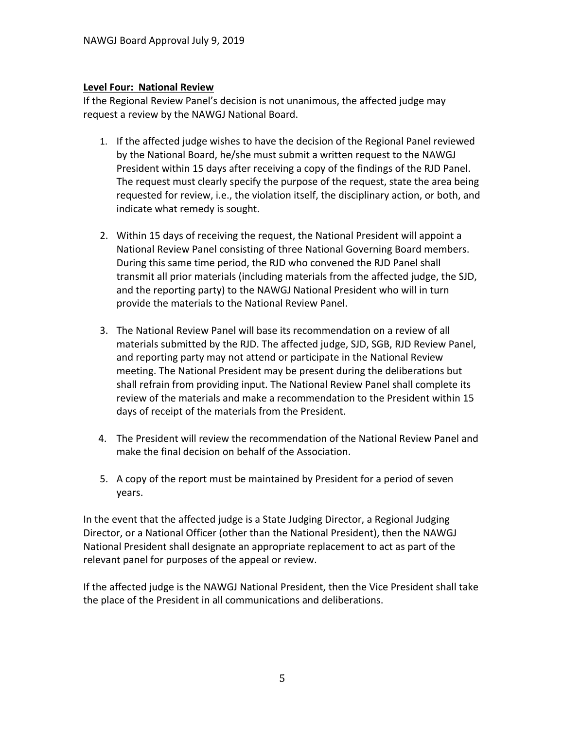## Level Four: National Review

If the Regional Review Panel's decision is not unanimous, the affected judge may request a review by the NAWGJ National Board.

1. If the affected judge wishes to have the decision of the Regional Panel reviewed by the National Board, he/she must submit a written request to the NAWGJ President within 15 days after receiving a copy of the findings of the RJD Panel. The request must clearly specify the purpose of the request, state the area being requested for review, i.e., the violation itself, the disciplinary action, or both, and indicate what remedy is sought.

2. Within 15 days of receiving the request, the National President will appoint a National Review Panel consisting of three National Governing Board members. During this same time period, the RJD who convened the RJD Panel shall transmit all prior materials (including materials from the affected judge, the SJD, and the reporting party) to the NAWGJ National President who will in turn provide the materials to the National Review Panel.

3. The National Review Panel will base its recommendation on a review of all materials submitted by the RJD. The affected judge, SJD, SGB, RJD Review Panel, and reporting party may not attend or participate in the National Review meeting. The National President may be present during the deliberations but shall refrain from providing input. The National Review Panel shall complete its review of the materials and make a recommendation to the President within 15 days of receipt of the materials from the President.

4. The President will review the recommendation of the National Review Panel and make the final decision on behalf of the Association.

5. A copy of the report must be maintained by President for a period of seven years.

In the event that the affected judge is a State Judging Director, a Regional Judging Director, or a National Officer (other than the National President), then the NAWGJ National President shall designate an appropriate replacement to act as part of the relevant panel for purposes of the appeal or review.

If the affected judge is the NAWGJ National President, then the Vice President shall take the place of the President in all communications and deliberations.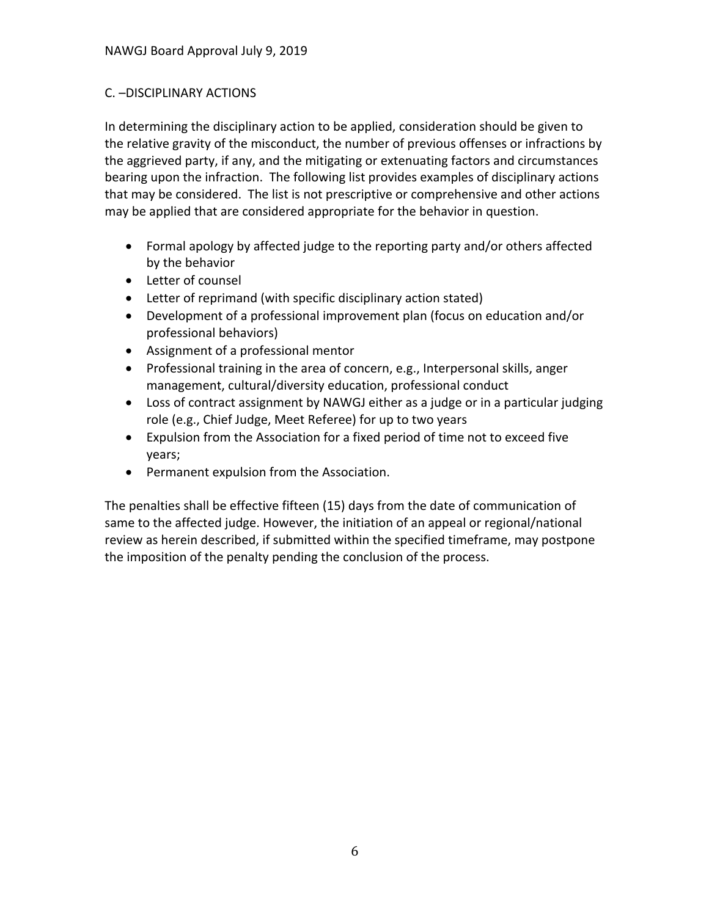## C. –DISCIPLINARY ACTIONS

In determining the disciplinary action to be applied, consideration should be given to the relative gravity of the misconduct, the number of previous offenses or infractions by the aggrieved party, if any, and the mitigating or extenuating factors and circumstances bearing upon the infraction. The following list provides examples of disciplinary actions that may be considered. The list is not prescriptive or comprehensive and other actions may be applied that are considered appropriate for the behavior in question.

- Formal apology by affected judge to the reporting party and/or others affected by the behavior
- Letter of counsel
- Letter of reprimand (with specific disciplinary action stated)
- Development of a professional improvement plan (focus on education and/or professional behaviors)
- Assignment of a professional mentor
- Professional training in the area of concern, e.g., Interpersonal skills, anger management, cultural/diversity education, professional conduct
- Loss of contract assignment by NAWGJ either as a judge or in a particular judging role (e.g., Chief Judge, Meet Referee) for up to two years
- Expulsion from the Association for a fixed period of time not to exceed five years;
- Permanent expulsion from the Association.

The penalties shall be effective fifteen (15) days from the date of communication of same to the affected judge. However, the initiation of an appeal or regional/national review as herein described, if submitted within the specified timeframe, may postpone the imposition of the penalty pending the conclusion of the process.